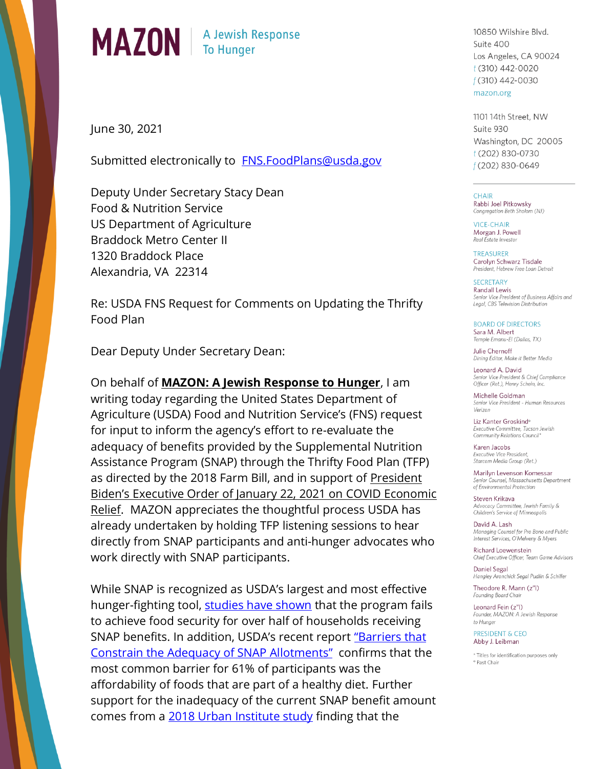# MAZON | A Jewish Response To Hunger

10850 Wilshire Blvd.
Suite 400
Los Angeles, CA 90024
t (310) 442-0020
f (310) 442-0030
mazon.org

1101 14th Street, NW
Suite 930
Washington, DC 20005
t (202) 830-0730
f (202) 830-0649

CHAIR
Rabbi Joel Pitkowsky
*Congregation Beth Sholom (NJ)*

VICE-CHAIR
Morgan J. Powell
*Real Estate Investor*

TREASURER
Carolyn Schwarz Tisdale
*President, Hebrew Free Loan Detroit*

SECRETARY
Randall Lewis
*Senior Vice President of Business Affairs and Legal, CBS Television Distribution*

BOARD OF DIRECTORS
Sara M. Albert
*Temple Emanu-El (Dallas, TX)*

Julie Chernoff
*Dining Editor, Make it Better Media*

Leonard A. David
*Senior Vice President & Chief Compliance Officer (Ret.), Henry Schein, Inc.*

Michelle Goldman
*Senior Vice President - Human Resources Verizon*

Liz Kanter Groskind°
*Executive Committee, Tucson Jewish Community Relations Council**

Karen Jacobs
*Executive Vice President, Starcom Media Group (Ret.)*

Marilyn Levenson Komessar
*Senior Counsel, Massachusetts Department of Environmental Protection*

Steven Krikava
*Advocacy Committee, Jewish Family & Children's Service of Minneapolis*

David A. Lash
*Managing Counsel for Pro Bono and Public Interest Services, O'Melveny & Myers*

Richard Loewenstein
*Chief Executive Officer, Team Game Advisors*

Daniel Segal
*Hangley Aronchick Segal Pudlin & Schiller*

Theodore R. Mann (z"l)
*Founding Board Chair*

Leonard Fein (z"l)
*Founder, MAZON: A Jewish Response to Hunger*

PRESIDENT & CEO
Abby J. Leibman

* Titles for identification purposes only
° Past Chair

June 30, 2021

Submitted electronically to FNS.FoodPlans@usda.gov

Deputy Under Secretary Stacy Dean
Food & Nutrition Service
US Department of Agriculture
Braddock Metro Center II
1320 Braddock Place
Alexandria, VA 22314

Re: USDA FNS Request for Comments on Updating the Thrifty Food Plan

Dear Deputy Under Secretary Dean:

On behalf of **MAZON: A Jewish Response to Hunger**, I am writing today regarding the United States Department of Agriculture (USDA) Food and Nutrition Service's (FNS) request for input to inform the agency's effort to re-evaluate the adequacy of benefits provided by the Supplemental Nutrition Assistance Program (SNAP) through the Thrifty Food Plan (TFP) as directed by the 2018 Farm Bill, and in support of President Biden's Executive Order of January 22, 2021 on COVID Economic Relief. MAZON appreciates the thoughtful process USDA has already undertaken by holding TFP listening sessions to hear directly from SNAP participants and anti-hunger advocates who work directly with SNAP participants.

While SNAP is recognized as USDA's largest and most effective hunger-fighting tool, studies have shown that the program fails to achieve food security for over half of households receiving SNAP benefits. In addition, USDA's recent report "Barriers that Constrain the Adequacy of SNAP Allotments" confirms that the most common barrier for 61% of participants was the affordability of foods that are part of a healthy diet. Further support for the inadequacy of the current SNAP benefit amount comes from a 2018 Urban Institute study finding that the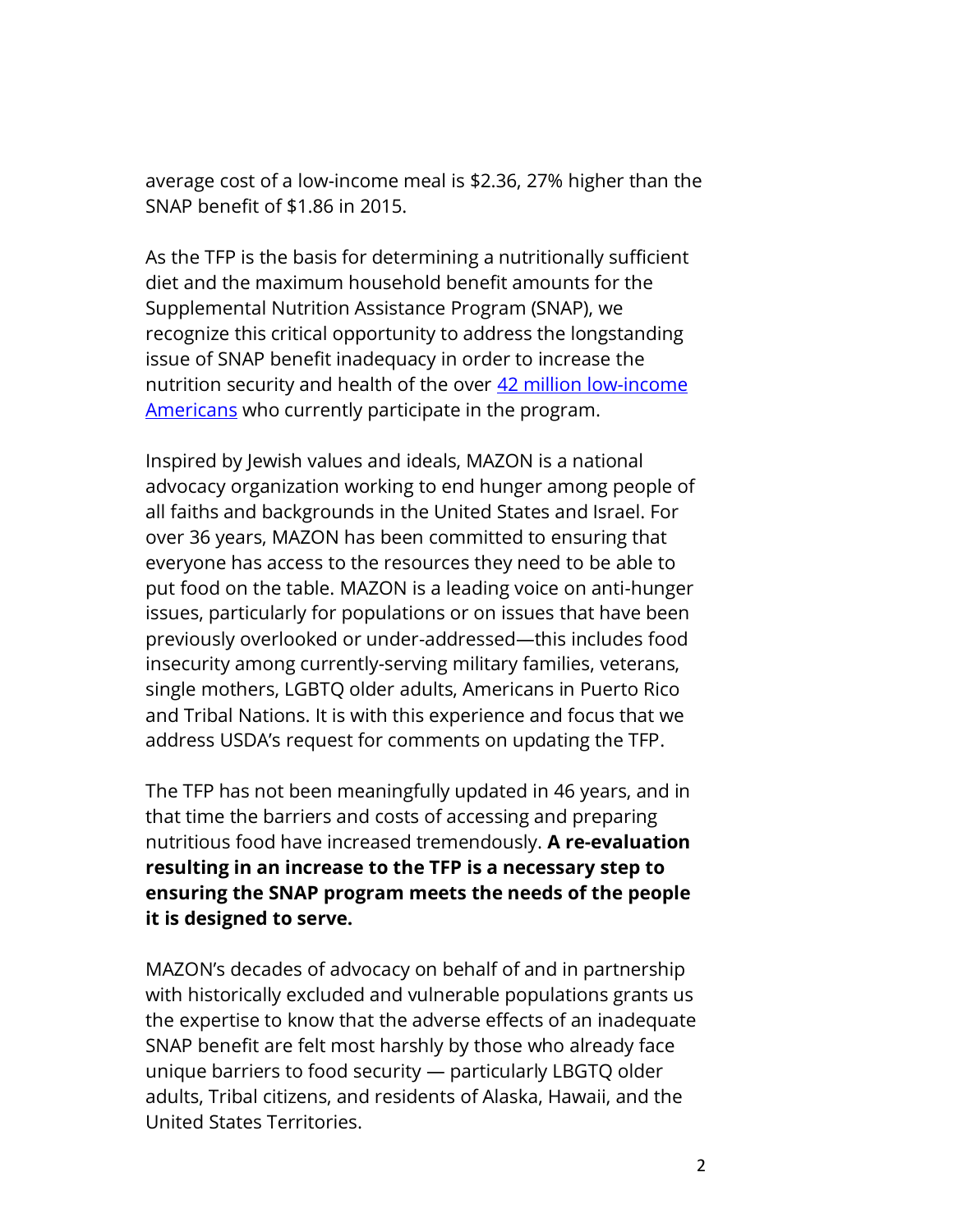average cost of a low-income meal is $2.36, 27% higher than the SNAP benefit of $1.86 in 2015.

As the TFP is the basis for determining a nutritionally sufficient diet and the maximum household benefit amounts for the Supplemental Nutrition Assistance Program (SNAP), we recognize this critical opportunity to address the longstanding issue of SNAP benefit inadequacy in order to increase the nutrition security and health of the over 42 million low-income Americans who currently participate in the program.

Inspired by Jewish values and ideals, MAZON is a national advocacy organization working to end hunger among people of all faiths and backgrounds in the United States and Israel. For over 36 years, MAZON has been committed to ensuring that everyone has access to the resources they need to be able to put food on the table. MAZON is a leading voice on anti-hunger issues, particularly for populations or on issues that have been previously overlooked or under-addressed—this includes food insecurity among currently-serving military families, veterans, single mothers, LGBTQ older adults, Americans in Puerto Rico and Tribal Nations. It is with this experience and focus that we address USDA's request for comments on updating the TFP.

The TFP has not been meaningfully updated in 46 years, and in that time the barriers and costs of accessing and preparing nutritious food have increased tremendously. **A re-evaluation resulting in an increase to the TFP is a necessary step to ensuring the SNAP program meets the needs of the people it is designed to serve.**

MAZON's decades of advocacy on behalf of and in partnership with historically excluded and vulnerable populations grants us the expertise to know that the adverse effects of an inadequate SNAP benefit are felt most harshly by those who already face unique barriers to food security — particularly LBGTQ older adults, Tribal citizens, and residents of Alaska, Hawaii, and the United States Territories.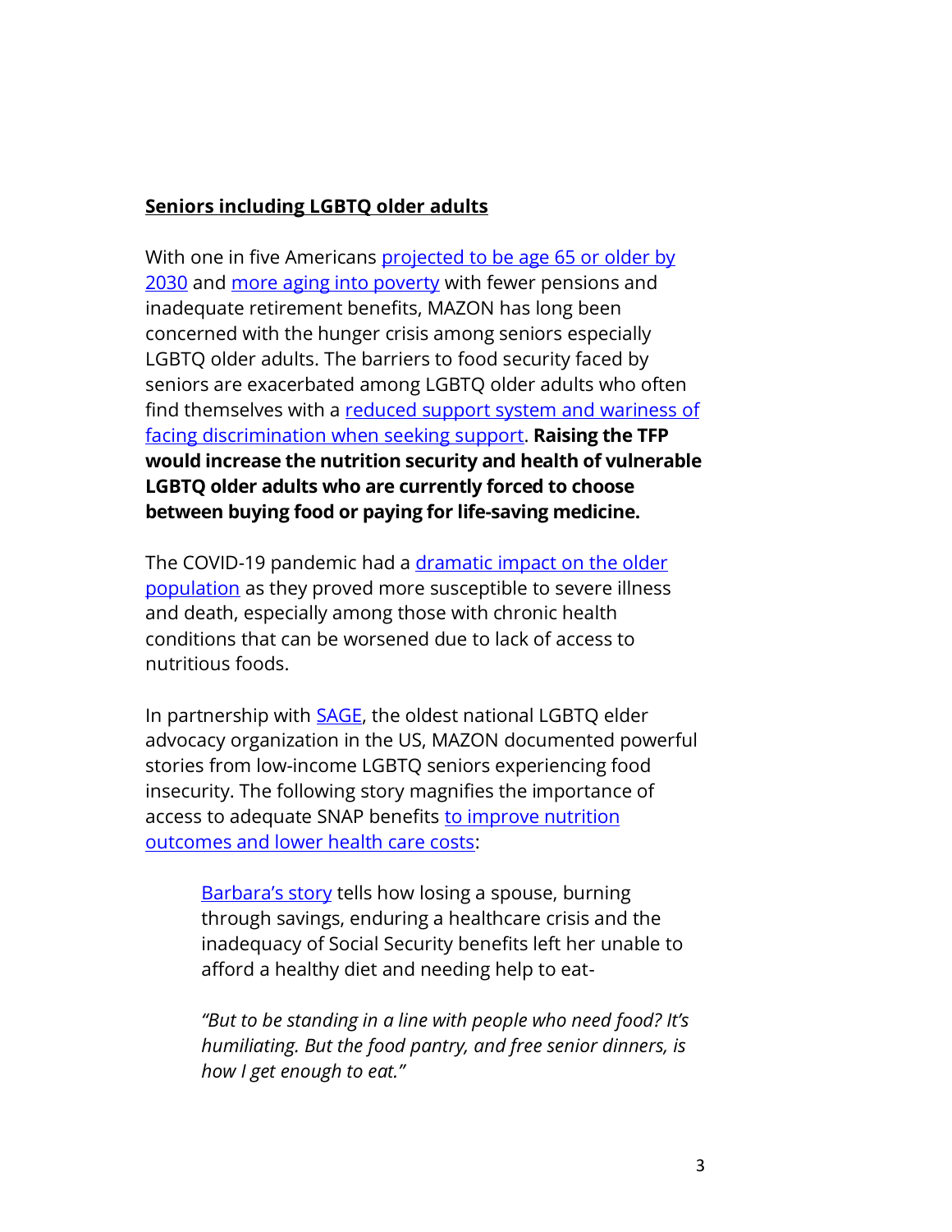**Seniors including LGBTQ older adults**

With one in five Americans projected to be age 65 or older by 2030 and more aging into poverty with fewer pensions and inadequate retirement benefits, MAZON has long been concerned with the hunger crisis among seniors especially LGBTQ older adults. The barriers to food security faced by seniors are exacerbated among LGBTQ older adults who often find themselves with a reduced support system and wariness of facing discrimination when seeking support. **Raising the TFP would increase the nutrition security and health of vulnerable LGBTQ older adults who are currently forced to choose between buying food or paying for life-saving medicine.**

The COVID-19 pandemic had a dramatic impact on the older population as they proved more susceptible to severe illness and death, especially among those with chronic health conditions that can be worsened due to lack of access to nutritious foods.

In partnership with SAGE, the oldest national LGBTQ elder advocacy organization in the US, MAZON documented powerful stories from low-income LGBTQ seniors experiencing food insecurity. The following story magnifies the importance of access to adequate SNAP benefits to improve nutrition outcomes and lower health care costs:

> Barbara's story tells how losing a spouse, burning through savings, enduring a healthcare crisis and the inadequacy of Social Security benefits left her unable to afford a healthy diet and needing help to eat-
>
> *"But to be standing in a line with people who need food? It's humiliating. But the food pantry, and free senior dinners, is how I get enough to eat."*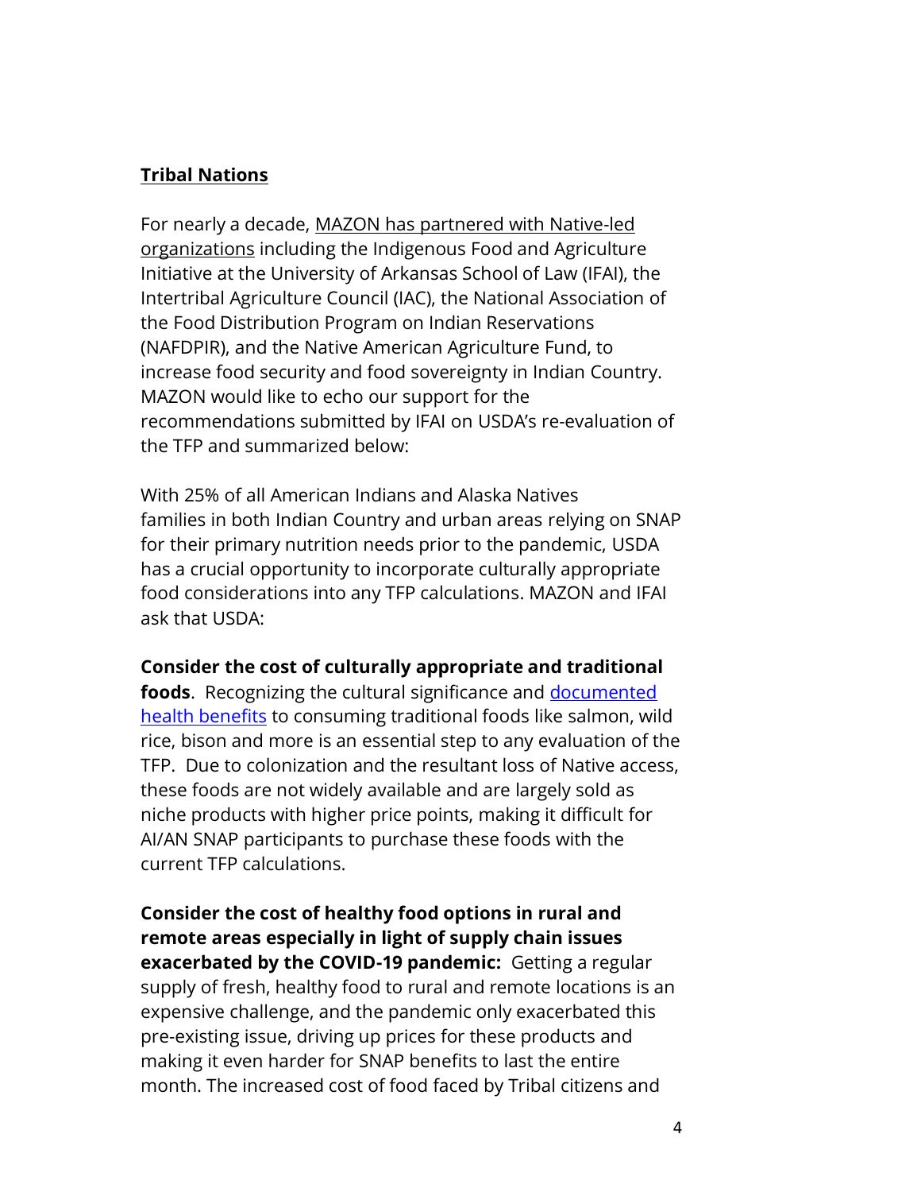## Tribal Nations

For nearly a decade, MAZON has partnered with Native-led organizations including the Indigenous Food and Agriculture Initiative at the University of Arkansas School of Law (IFAI), the Intertribal Agriculture Council (IAC), the National Association of the Food Distribution Program on Indian Reservations (NAFDPIR), and the Native American Agriculture Fund, to increase food security and food sovereignty in Indian Country. MAZON would like to echo our support for the recommendations submitted by IFAI on USDA's re-evaluation of the TFP and summarized below:

With 25% of all American Indians and Alaska Natives families in both Indian Country and urban areas relying on SNAP for their primary nutrition needs prior to the pandemic, USDA has a crucial opportunity to incorporate culturally appropriate food considerations into any TFP calculations. MAZON and IFAI ask that USDA:

**Consider the cost of culturally appropriate and traditional foods**. Recognizing the cultural significance and documented health benefits to consuming traditional foods like salmon, wild rice, bison and more is an essential step to any evaluation of the TFP. Due to colonization and the resultant loss of Native access, these foods are not widely available and are largely sold as niche products with higher price points, making it difficult for AI/AN SNAP participants to purchase these foods with the current TFP calculations.

**Consider the cost of healthy food options in rural and remote areas especially in light of supply chain issues exacerbated by the COVID-19 pandemic:** Getting a regular supply of fresh, healthy food to rural and remote locations is an expensive challenge, and the pandemic only exacerbated this pre-existing issue, driving up prices for these products and making it even harder for SNAP benefits to last the entire month. The increased cost of food faced by Tribal citizens and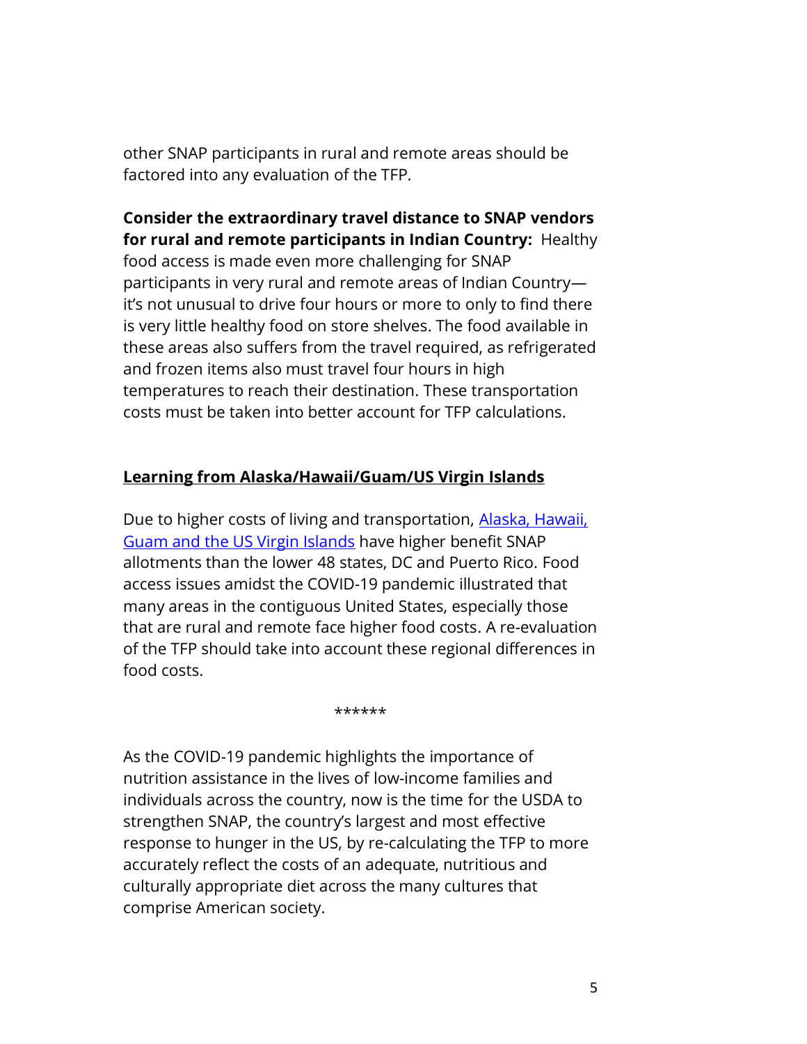other SNAP participants in rural and remote areas should be factored into any evaluation of the TFP.

**Consider the extraordinary travel distance to SNAP vendors for rural and remote participants in Indian Country:** Healthy food access is made even more challenging for SNAP participants in very rural and remote areas of Indian Country—it's not unusual to drive four hours or more to only to find there is very little healthy food on store shelves. The food available in these areas also suffers from the travel required, as refrigerated and frozen items also must travel four hours in high temperatures to reach their destination. These transportation costs must be taken into better account for TFP calculations.

## Learning from Alaska/Hawaii/Guam/US Virgin Islands

Due to higher costs of living and transportation, Alaska, Hawaii, Guam and the US Virgin Islands have higher benefit SNAP allotments than the lower 48 states, DC and Puerto Rico. Food access issues amidst the COVID-19 pandemic illustrated that many areas in the contiguous United States, especially those that are rural and remote face higher food costs. A re-evaluation of the TFP should take into account these regional differences in food costs.

******

As the COVID-19 pandemic highlights the importance of nutrition assistance in the lives of low-income families and individuals across the country, now is the time for the USDA to strengthen SNAP, the country's largest and most effective response to hunger in the US, by re-calculating the TFP to more accurately reflect the costs of an adequate, nutritious and culturally appropriate diet across the many cultures that comprise American society.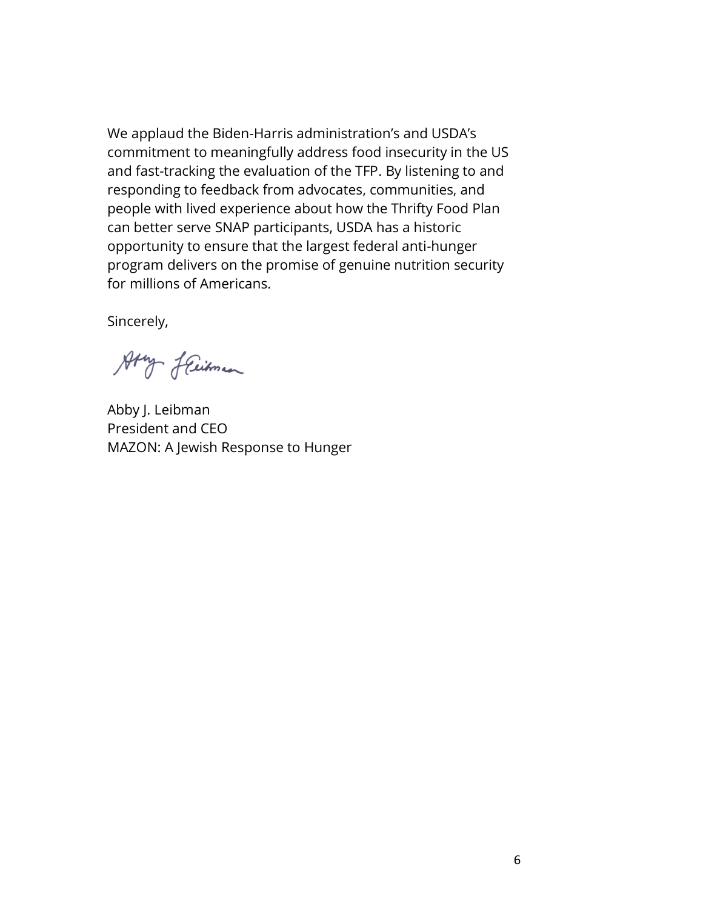We applaud the Biden-Harris administration's and USDA's commitment to meaningfully address food insecurity in the US and fast-tracking the evaluation of the TFP. By listening to and responding to feedback from advocates, communities, and people with lived experience about how the Thrifty Food Plan can better serve SNAP participants, USDA has a historic opportunity to ensure that the largest federal anti-hunger program delivers on the promise of genuine nutrition security for millions of Americans.

Sincerely,

Abby J. Leibman
President and CEO
MAZON: A Jewish Response to Hunger